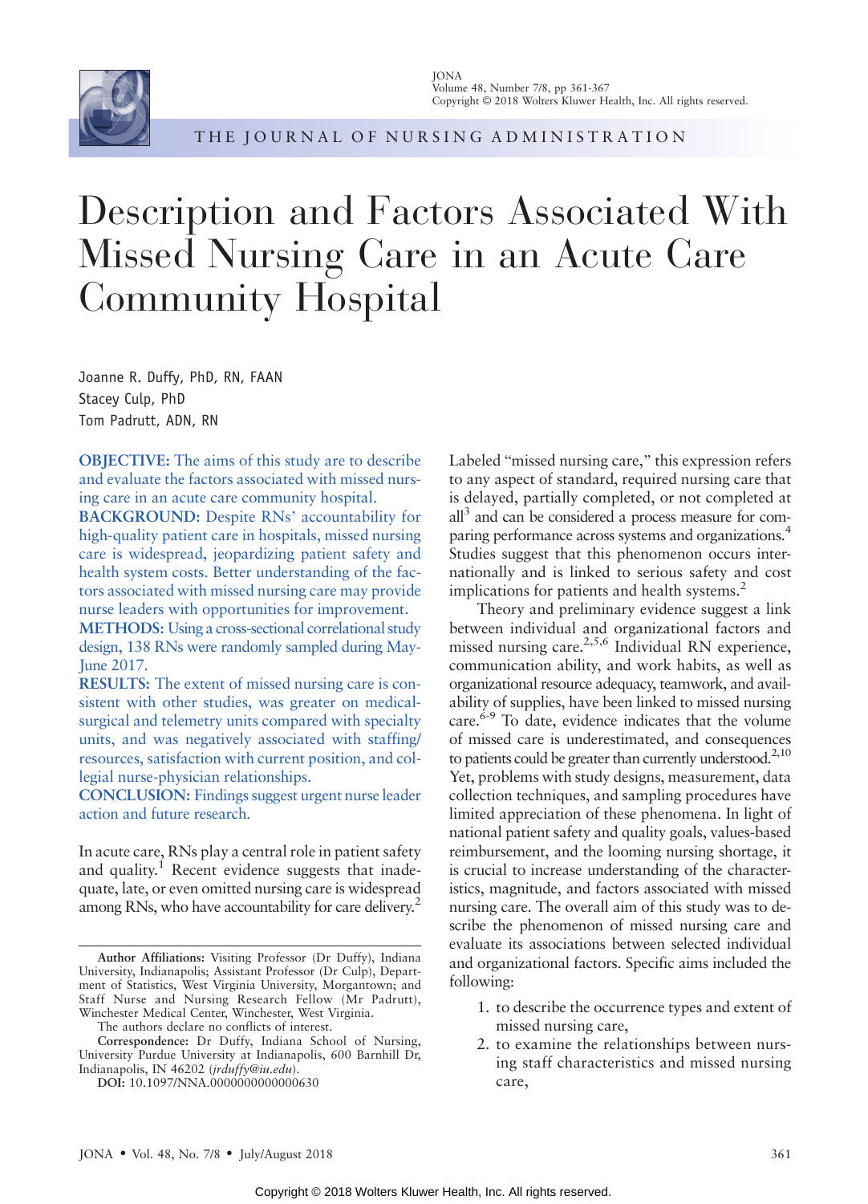# Description and Factors Associated With Missed Nursing Care in an Acute Care Community Hospital

Joanne R. Duffy, PhD, RN, FAAN
Stacey Culp, PhD
Tom Padrutt, ADN, RN

**OBJECTIVE:** The aims of this study are to describe and evaluate the factors associated with missed nursing care in an acute care community hospital.

**BACKGROUND:** Despite RNs' accountability for high-quality patient care in hospitals, missed nursing care is widespread, jeopardizing patient safety and health system costs. Better understanding of the factors associated with missed nursing care may provide nurse leaders with opportunities for improvement.

**METHODS:** Using a cross-sectional correlational study design, 138 RNs were randomly sampled during May-June 2017.

**RESULTS:** The extent of missed nursing care is consistent with other studies, was greater on medical-surgical and telemetry units compared with specialty units, and was negatively associated with staffing/resources, satisfaction with current position, and collegial nurse-physician relationships.

**CONCLUSION:** Findings suggest urgent nurse leader action and future research.

In acute care, RNs play a central role in patient safety and quality.[1] Recent evidence suggests that inadequate, late, or even omitted nursing care is widespread among RNs, who have accountability for care delivery.[2] Labeled "missed nursing care," this expression refers to any aspect of standard, required nursing care that is delayed, partially completed, or not completed at all[3] and can be considered a process measure for comparing performance across systems and organizations.[4] Studies suggest that this phenomenon occurs internationally and is linked to serious safety and cost implications for patients and health systems.[2]

Theory and preliminary evidence suggest a link between individual and organizational factors and missed nursing care.[2,5,6] Individual RN experience, communication ability, and work habits, as well as organizational resource adequacy, teamwork, and availability of supplies, have been linked to missed nursing care.[6-9] To date, evidence indicates that the volume of missed care is underestimated, and consequences to patients could be greater than currently understood.[2,10] Yet, problems with study designs, measurement, data collection techniques, and sampling procedures have limited appreciation of these phenomena. In light of national patient safety and quality goals, values-based reimbursement, and the looming nursing shortage, it is crucial to increase understanding of the characteristics, magnitude, and factors associated with missed nursing care. The overall aim of this study was to describe the phenomenon of missed nursing care and evaluate its associations between selected individual and organizational factors. Specific aims included the following:

1. to describe the occurrence types and extent of missed nursing care,
2. to examine the relationships between nursing staff characteristics and missed nursing care,

**Author Affiliations:** Visiting Professor (Dr Duffy), Indiana University, Indianapolis; Assistant Professor (Dr Culp), Department of Statistics, West Virginia University, Morgantown; and Staff Nurse and Nursing Research Fellow (Mr Padrutt), Winchester Medical Center, Winchester, West Virginia.

The authors declare no conflicts of interest.

**Correspondence:** Dr Duffy, Indiana School of Nursing, University Purdue University at Indianapolis, 600 Barnhill Dr, Indianapolis, IN 46202 (*jrduffy@iu.edu*).

**DOI:** 10.1097/NNA.0000000000000630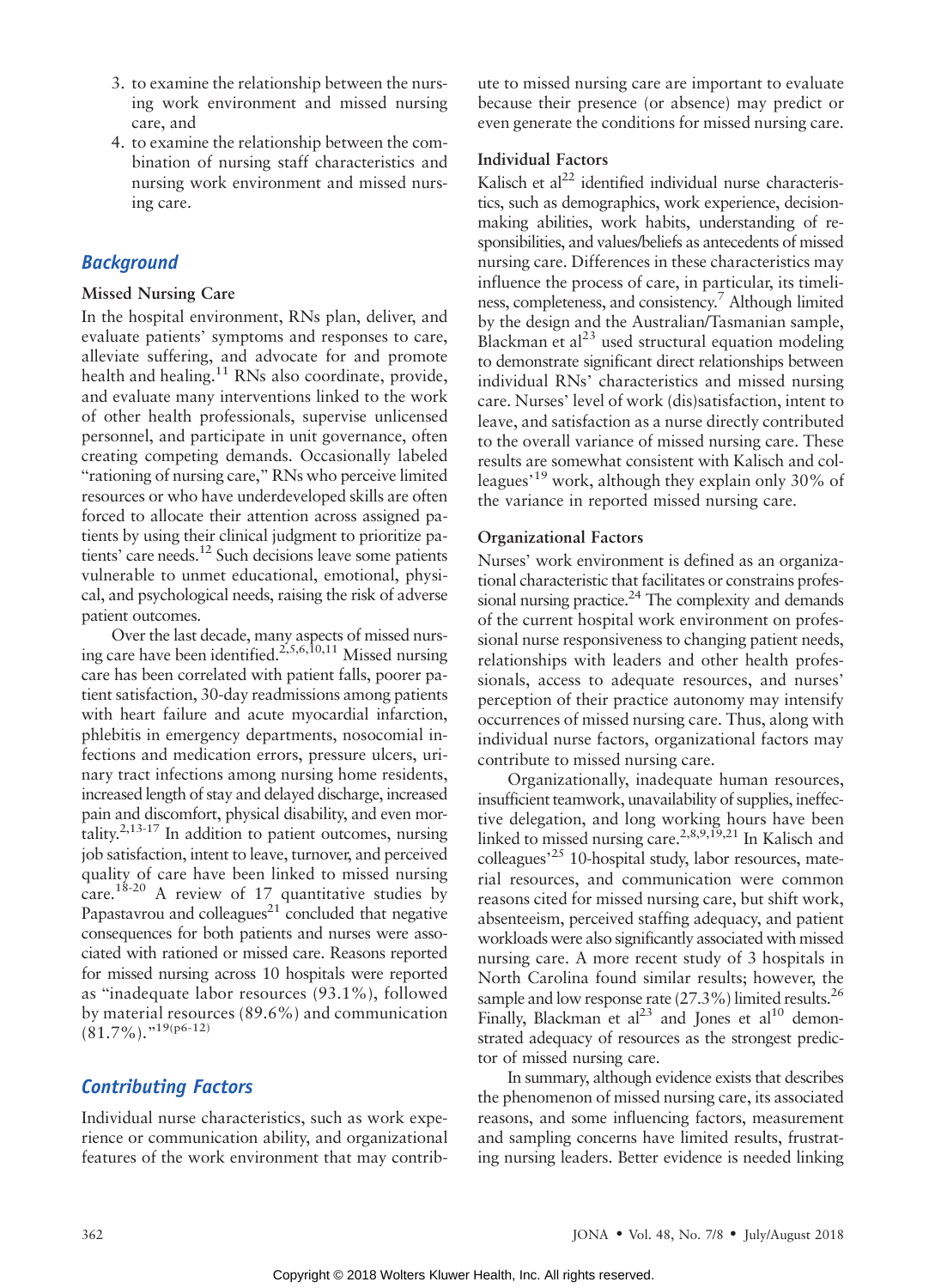3. to examine the relationship between the nursing work environment and missed nursing care, and
4. to examine the relationship between the combination of nursing staff characteristics and nursing work environment and missed nursing care.

## Background

### Missed Nursing Care

In the hospital environment, RNs plan, deliver, and evaluate patients' symptoms and responses to care, alleviate suffering, and advocate for and promote health and healing.[11] RNs also coordinate, provide, and evaluate many interventions linked to the work of other health professionals, supervise unlicensed personnel, and participate in unit governance, often creating competing demands. Occasionally labeled "rationing of nursing care," RNs who perceive limited resources or who have underdeveloped skills are often forced to allocate their attention across assigned patients by using their clinical judgment to prioritize patients' care needs.[12] Such decisions leave some patients vulnerable to unmet educational, emotional, physical, and psychological needs, raising the risk of adverse patient outcomes.

Over the last decade, many aspects of missed nursing care have been identified.[2,5,6,10,11] Missed nursing care has been correlated with patient falls, poorer patient satisfaction, 30-day readmissions among patients with heart failure and acute myocardial infarction, phlebitis in emergency departments, nosocomial infections and medication errors, pressure ulcers, urinary tract infections among nursing home residents, increased length of stay and delayed discharge, increased pain and discomfort, physical disability, and even mortality.[2,13-17] In addition to patient outcomes, nursing job satisfaction, intent to leave, turnover, and perceived quality of care have been linked to missed nursing care.[18-20] A review of 17 quantitative studies by Papastavrou and colleagues[21] concluded that negative consequences for both patients and nurses were associated with rationed or missed care. Reasons reported for missed nursing across 10 hospitals were reported as "inadequate labor resources (93.1%), followed by material resources (89.6%) and communication (81.7%)."[19(p6-12)]

## Contributing Factors

Individual nurse characteristics, such as work experience or communication ability, and organizational features of the work environment that may contribute to missed nursing care are important to evaluate because their presence (or absence) may predict or even generate the conditions for missed nursing care.

### Individual Factors

Kalisch et al[22] identified individual nurse characteristics, such as demographics, work experience, decision-making abilities, work habits, understanding of responsibilities, and values/beliefs as antecedents of missed nursing care. Differences in these characteristics may influence the process of care, in particular, its timeliness, completeness, and consistency.[7] Although limited by the design and the Australian/Tasmanian sample, Blackman et al[23] used structural equation modeling to demonstrate significant direct relationships between individual RNs' characteristics and missed nursing care. Nurses' level of work (dis)satisfaction, intent to leave, and satisfaction as a nurse directly contributed to the overall variance of missed nursing care. These results are somewhat consistent with Kalisch and colleagues'[19] work, although they explain only 30% of the variance in reported missed nursing care.

### Organizational Factors

Nurses' work environment is defined as an organizational characteristic that facilitates or constrains professional nursing practice.[24] The complexity and demands of the current hospital work environment on professional nurse responsiveness to changing patient needs, relationships with leaders and other health professionals, access to adequate resources, and nurses' perception of their practice autonomy may intensify occurrences of missed nursing care. Thus, along with individual nurse factors, organizational factors may contribute to missed nursing care.

Organizationally, inadequate human resources, insufficient teamwork, unavailability of supplies, ineffective delegation, and long working hours have been linked to missed nursing care.[2,8,9,19,21] In Kalisch and colleagues'[25] 10-hospital study, labor resources, material resources, and communication were common reasons cited for missed nursing care, but shift work, absenteeism, perceived staffing adequacy, and patient workloads were also significantly associated with missed nursing care. A more recent study of 3 hospitals in North Carolina found similar results; however, the sample and low response rate (27.3%) limited results.[26] Finally, Blackman et al[23] and Jones et al[10] demonstrated adequacy of resources as the strongest predictor of missed nursing care.

In summary, although evidence exists that describes the phenomenon of missed nursing care, its associated reasons, and some influencing factors, measurement and sampling concerns have limited results, frustrating nursing leaders. Better evidence is needed linking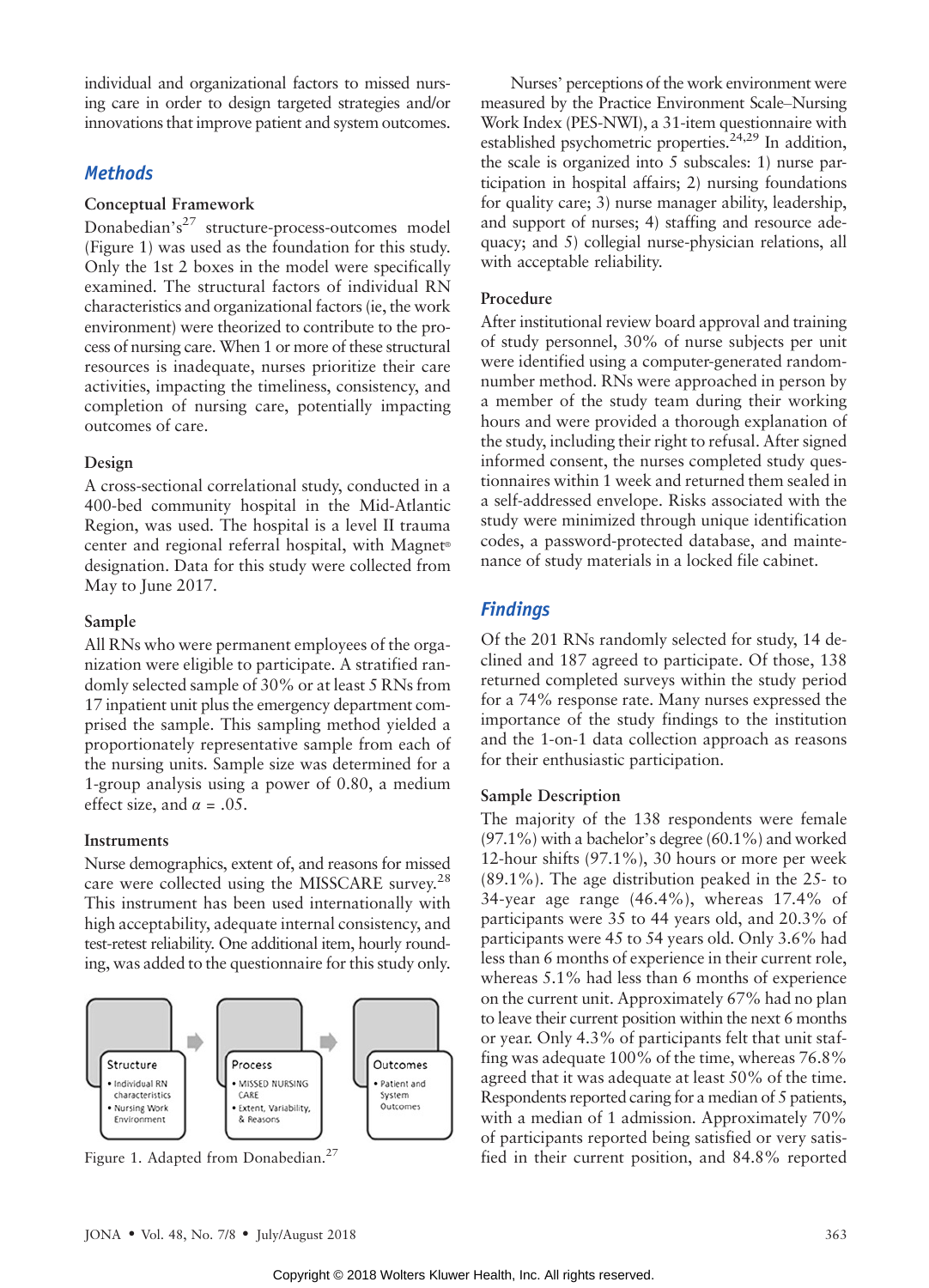individual and organizational factors to missed nursing care in order to design targeted strategies and/or innovations that improve patient and system outcomes.

## Methods

### Conceptual Framework

Donabedian's[27] structure-process-outcomes model (Figure 1) was used as the foundation for this study. Only the 1st 2 boxes in the model were specifically examined. The structural factors of individual RN characteristics and organizational factors (ie, the work environment) were theorized to contribute to the process of nursing care. When 1 or more of these structural resources is inadequate, nurses prioritize their care activities, impacting the timeliness, consistency, and completion of nursing care, potentially impacting outcomes of care.

### Design

A cross-sectional correlational study, conducted in a 400-bed community hospital in the Mid-Atlantic Region, was used. The hospital is a level II trauma center and regional referral hospital, with Magnet® designation. Data for this study were collected from May to June 2017.

### Sample

All RNs who were permanent employees of the organization were eligible to participate. A stratified randomly selected sample of 30% or at least 5 RNs from 17 inpatient unit plus the emergency department comprised the sample. This sampling method yielded a proportionately representative sample from each of the nursing units. Sample size was determined for a 1-group analysis using a power of 0.80, a medium effect size, and $\alpha$ = .05.

### Instruments

Nurse demographics, extent of, and reasons for missed care were collected using the MISSCARE survey.[28] This instrument has been used internationally with high acceptability, adequate internal consistency, and test-retest reliability. One additional item, hourly rounding, was added to the questionnaire for this study only.

Structure
- Individual RN characteristics
- Nursing Work Environment

Process
- MISSED NURSING CARE
- Extent, Variability, & Reasons

Outcomes
- Patient and System Outcomes

Figure 1. Adapted from Donabedian.[27]

Nurses' perceptions of the work environment were measured by the Practice Environment Scale–Nursing Work Index (PES-NWI), a 31-item questionnaire with established psychometric properties.[24,29] In addition, the scale is organized into 5 subscales: 1) nurse participation in hospital affairs; 2) nursing foundations for quality care; 3) nurse manager ability, leadership, and support of nurses; 4) staffing and resource adequacy; and 5) collegial nurse-physician relations, all with acceptable reliability.

### Procedure

After institutional review board approval and training of study personnel, 30% of nurse subjects per unit were identified using a computer-generated random-number method. RNs were approached in person by a member of the study team during their working hours and were provided a thorough explanation of the study, including their right to refusal. After signed informed consent, the nurses completed study questionnaires within 1 week and returned them sealed in a self-addressed envelope. Risks associated with the study were minimized through unique identification codes, a password-protected database, and maintenance of study materials in a locked file cabinet.

## Findings

Of the 201 RNs randomly selected for study, 14 declined and 187 agreed to participate. Of those, 138 returned completed surveys within the study period for a 74% response rate. Many nurses expressed the importance of the study findings to the institution and the 1-on-1 data collection approach as reasons for their enthusiastic participation.

### Sample Description

The majority of the 138 respondents were female (97.1%) with a bachelor's degree (60.1%) and worked 12-hour shifts (97.1%), 30 hours or more per week (89.1%). The age distribution peaked in the 25- to 34-year age range (46.4%), whereas 17.4% of participants were 35 to 44 years old, and 20.3% of participants were 45 to 54 years old. Only 3.6% had less than 6 months of experience in their current role, whereas 5.1% had less than 6 months of experience on the current unit. Approximately 67% had no plan to leave their current position within the next 6 months or year. Only 4.3% of participants felt that unit staffing was adequate 100% of the time, whereas 76.8% agreed that it was adequate at least 50% of the time. Respondents reported caring for a median of 5 patients, with a median of 1 admission. Approximately 70% of participants reported being satisfied or very satisfied in their current position, and 84.8% reported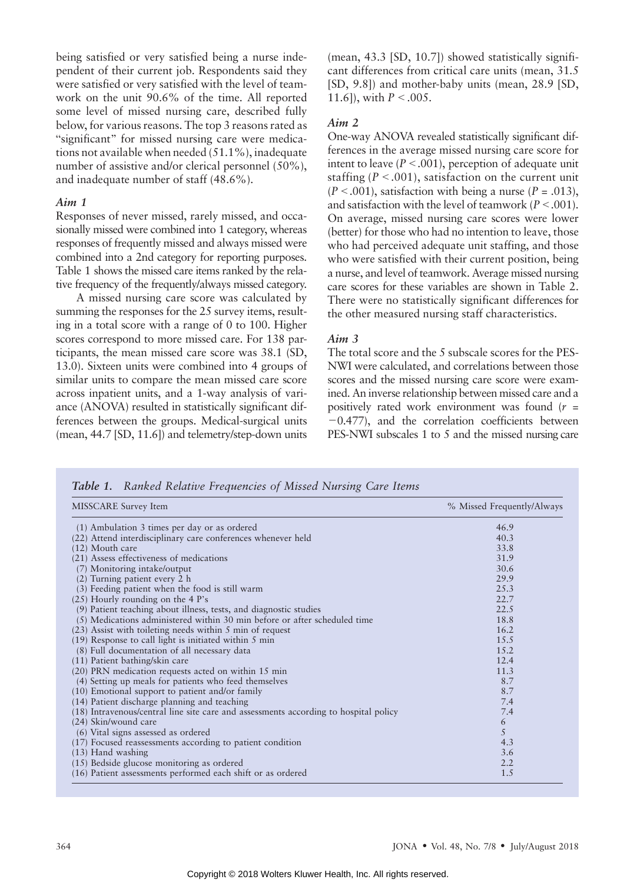being satisfied or very satisfied being a nurse independent of their current job. Respondents said they were satisfied or very satisfied with the level of teamwork on the unit 90.6% of the time. All reported some level of missed nursing care, described fully below, for various reasons. The top 3 reasons rated as "significant" for missed nursing care were medications not available when needed (51.1%), inadequate number of assistive and/or clerical personnel (50%), and inadequate number of staff (48.6%).

### *Aim 1*

Responses of never missed, rarely missed, and occasionally missed were combined into 1 category, whereas responses of frequently missed and always missed were combined into a 2nd category for reporting purposes. Table 1 shows the missed care items ranked by the relative frequency of the frequently/always missed category.

A missed nursing care score was calculated by summing the responses for the 25 survey items, resulting in a total score with a range of 0 to 100. Higher scores correspond to more missed care. For 138 participants, the mean missed care score was 38.1 (SD, 13.0). Sixteen units were combined into 4 groups of similar units to compare the mean missed care score across inpatient units, and a 1-way analysis of variance (ANOVA) resulted in statistically significant differences between the groups. Medical-surgical units (mean, 44.7 [SD, 11.6]) and telemetry/step-down units (mean, 43.3 [SD, 10.7]) showed statistically significant differences from critical care units (mean, 31.5 [SD, 9.8]) and mother-baby units (mean, 28.9 [SD, 11.6]), with $P < .005$.

### *Aim 2*

One-way ANOVA revealed statistically significant differences in the average missed nursing care score for intent to leave ($P < .001$), perception of adequate unit staffing ($P < .001$), satisfaction on the current unit ($P < .001$), satisfaction with being a nurse ($P = .013$), and satisfaction with the level of teamwork ($P < .001$). On average, missed nursing care scores were lower (better) for those who had no intention to leave, those who had perceived adequate unit staffing, and those who were satisfied with their current position, being a nurse, and level of teamwork. Average missed nursing care scores for these variables are shown in Table 2. There were no statistically significant differences for the other measured nursing staff characteristics.

### *Aim 3*

The total score and the 5 subscale scores for the PES-NWI were calculated, and correlations between those scores and the missed nursing care score were examined. An inverse relationship between missed care and a positively rated work environment was found ($r = -0.477$), and the correlation coefficients between PES-NWI subscales 1 to 5 and the missed nursing care

***Table 1.*** *Ranked Relative Frequencies of Missed Nursing Care Items*

| MISSCARE Survey Item | % Missed Frequently/Always |
|---|---|
| (1) Ambulation 3 times per day or as ordered | 46.9 |
| (22) Attend interdisciplinary care conferences whenever held | 40.3 |
| (12) Mouth care | 33.8 |
| (21) Assess effectiveness of medications | 31.9 |
| (7) Monitoring intake/output | 30.6 |
| (2) Turning patient every 2 h | 29.9 |
| (3) Feeding patient when the food is still warm | 25.3 |
| (25) Hourly rounding on the 4 P's | 22.7 |
| (9) Patient teaching about illness, tests, and diagnostic studies | 22.5 |
| (5) Medications administered within 30 min before or after scheduled time | 18.8 |
| (23) Assist with toileting needs within 5 min of request | 16.2 |
| (19) Response to call light is initiated within 5 min | 15.5 |
| (8) Full documentation of all necessary data | 15.2 |
| (11) Patient bathing/skin care | 12.4 |
| (20) PRN medication requests acted on within 15 min | 11.3 |
| (4) Setting up meals for patients who feed themselves | 8.7 |
| (10) Emotional support to patient and/or family | 8.7 |
| (14) Patient discharge planning and teaching | 7.4 |
| (18) Intravenous/central line site care and assessments according to hospital policy | 7.4 |
| (24) Skin/wound care | 6 |
| (6) Vital signs assessed as ordered | 5 |
| (17) Focused reassessments according to patient condition | 4.3 |
| (13) Hand washing | 3.6 |
| (15) Bedside glucose monitoring as ordered | 2.2 |
| (16) Patient assessments performed each shift or as ordered | 1.5 |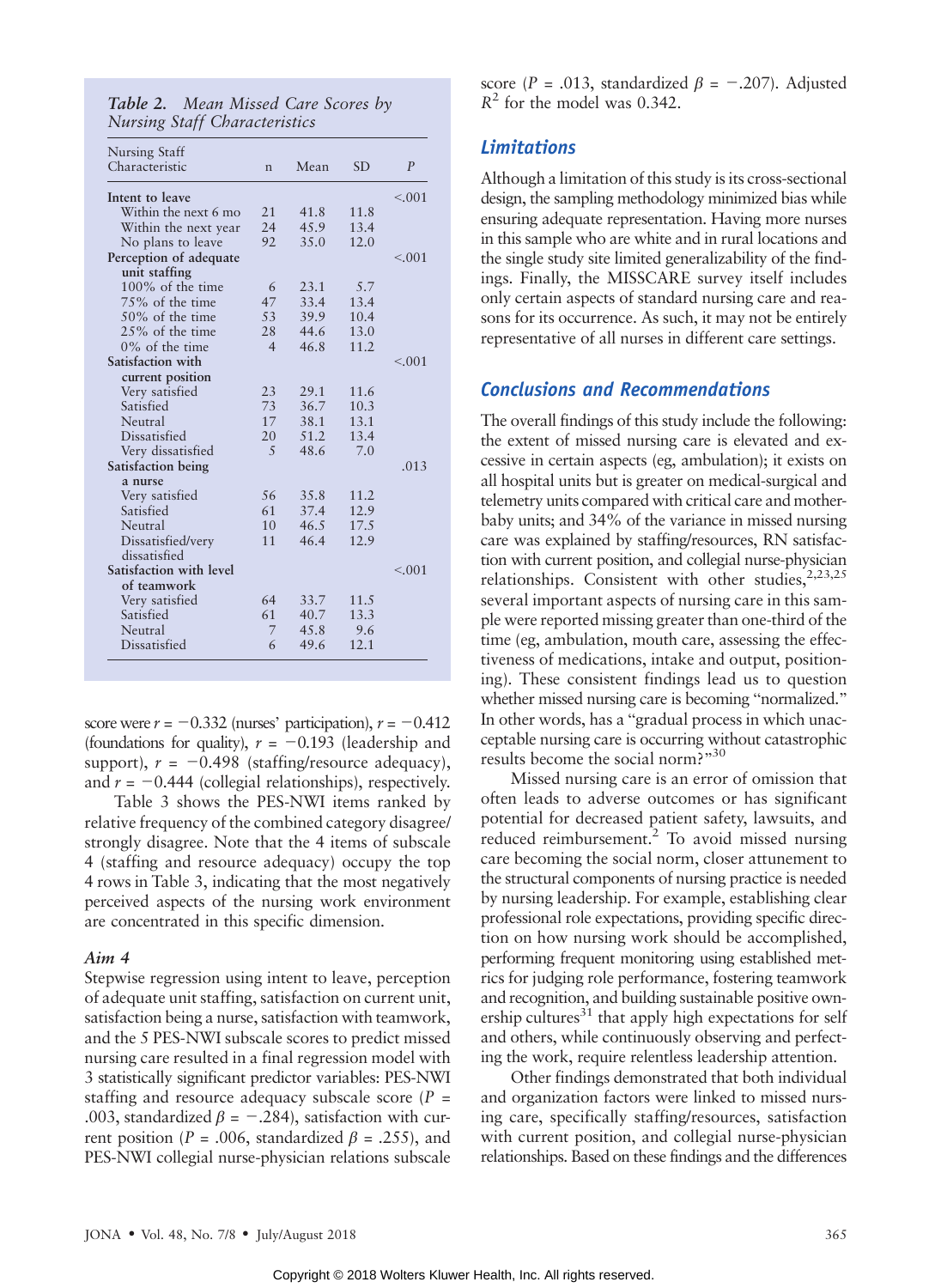*Table 2. Mean Missed Care Scores by Nursing Staff Characteristics*

| Nursing Staff Characteristic | n | Mean | SD | P |
|---|---|---|---|---|
| Intent to leave | | | | <.001 |
| Within the next 6 mo | 21 | 41.8 | 11.8 | |
| Within the next year | 24 | 45.9 | 13.4 | |
| No plans to leave | 92 | 35.0 | 12.0 | |
| Perception of adequate unit staffing | | | | <.001 |
| 100% of the time | 6 | 23.1 | 5.7 | |
| 75% of the time | 47 | 33.4 | 13.4 | |
| 50% of the time | 53 | 39.9 | 10.4 | |
| 25% of the time | 28 | 44.6 | 13.0 | |
| 0% of the time | 4 | 46.8 | 11.2 | |
| Satisfaction with current position | | | | <.001 |
| Very satisfied | 23 | 29.1 | 11.6 | |
| Satisfied | 73 | 36.7 | 10.3 | |
| Neutral | 17 | 38.1 | 13.1 | |
| Dissatisfied | 20 | 51.2 | 13.4 | |
| Very dissatisfied | 5 | 48.6 | 7.0 | |
| Satisfaction being a nurse | | | | .013 |
| Very satisfied | 56 | 35.8 | 11.2 | |
| Satisfied | 61 | 37.4 | 12.9 | |
| Neutral | 10 | 46.5 | 17.5 | |
| Dissatisfied/very dissatisfied | 11 | 46.4 | 12.9 | |
| Satisfaction with level of teamwork | | | | <.001 |
| Very satisfied | 64 | 33.7 | 11.5 | |
| Satisfied | 61 | 40.7 | 13.3 | |
| Neutral | 7 | 45.8 | 9.6 | |
| Dissatisfied | 6 | 49.6 | 12.1 | |

score were $r = -0.332$ (nurses' participation), $r = -0.412$ (foundations for quality), $r = -0.193$ (leadership and support), $r = -0.498$ (staffing/resource adequacy), and $r = -0.444$ (collegial relationships), respectively.

Table 3 shows the PES-NWI items ranked by relative frequency of the combined category disagree/strongly disagree. Note that the 4 items of subscale 4 (staffing and resource adequacy) occupy the top 4 rows in Table 3, indicating that the most negatively perceived aspects of the nursing work environment are concentrated in this specific dimension.

### *Aim 4*

Stepwise regression using intent to leave, perception of adequate unit staffing, satisfaction on current unit, satisfaction being a nurse, satisfaction with teamwork, and the 5 PES-NWI subscale scores to predict missed nursing care resulted in a final regression model with 3 statistically significant predictor variables: PES-NWI staffing and resource adequacy subscale score ($P$ = .003, standardized $\beta = -.284$), satisfaction with current position ($P$ = .006, standardized $\beta = .255$), and PES-NWI collegial nurse-physician relations subscale score ($P$ = .013, standardized $\beta = -.207$). Adjusted $R^2$ for the model was 0.342.

## Limitations

Although a limitation of this study is its cross-sectional design, the sampling methodology minimized bias while ensuring adequate representation. Having more nurses in this sample who are white and in rural locations and the single study site limited generalizability of the findings. Finally, the MISSCARE survey itself includes only certain aspects of standard nursing care and reasons for its occurrence. As such, it may not be entirely representative of all nurses in different care settings.

## Conclusions and Recommendations

The overall findings of this study include the following: the extent of missed nursing care is elevated and excessive in certain aspects (eg, ambulation); it exists on all hospital units but is greater on medical-surgical and telemetry units compared with critical care and mother-baby units; and 34% of the variance in missed nursing care was explained by staffing/resources, RN satisfaction with current position, and collegial nurse-physician relationships. Consistent with other studies,[2,23,25] several important aspects of nursing care in this sample were reported missing greater than one-third of the time (eg, ambulation, mouth care, assessing the effectiveness of medications, intake and output, positioning). These consistent findings lead us to question whether missed nursing care is becoming "normalized." In other words, has a "gradual process in which unacceptable nursing care is occurring without catastrophic results become the social norm?"[30]

Missed nursing care is an error of omission that often leads to adverse outcomes or has significant potential for decreased patient safety, lawsuits, and reduced reimbursement.[2] To avoid missed nursing care becoming the social norm, closer attunement to the structural components of nursing practice is needed by nursing leadership. For example, establishing clear professional role expectations, providing specific direction on how nursing work should be accomplished, performing frequent monitoring using established metrics for judging role performance, fostering teamwork and recognition, and building sustainable positive ownership cultures[31] that apply high expectations for self and others, while continuously observing and perfecting the work, require relentless leadership attention.

Other findings demonstrated that both individual and organization factors were linked to missed nursing care, specifically staffing/resources, satisfaction with current position, and collegial nurse-physician relationships. Based on these findings and the differences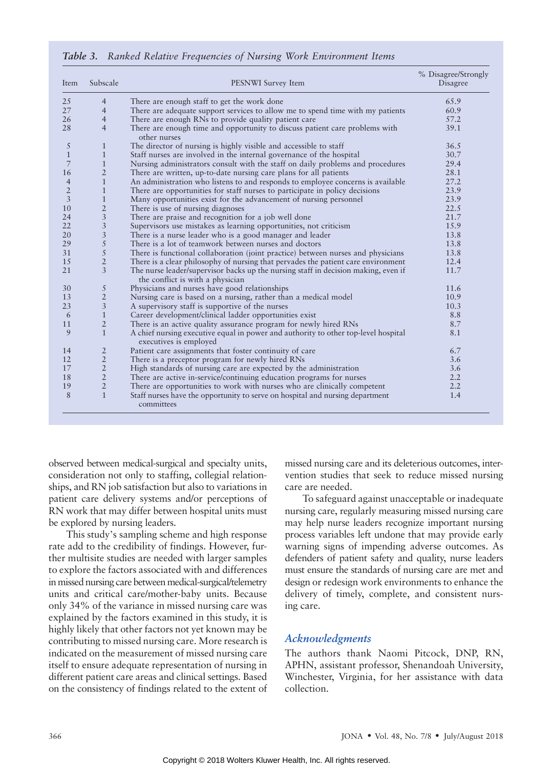*Table 3. Ranked Relative Frequencies of Nursing Work Environment Items*

| Item | Subscale | PESNWI Survey Item | % Disagree/Strongly Disagree |
|---|---|---|---|
| 25 | 4 | There are enough staff to get the work done | 65.9 |
| 27 | 4 | There are adequate support services to allow me to spend time with my patients | 60.9 |
| 26 | 4 | There are enough RNs to provide quality patient care | 57.2 |
| 28 | 4 | There are enough time and opportunity to discuss patient care problems with other nurses | 39.1 |
| 5 | 1 | The director of nursing is highly visible and accessible to staff | 36.5 |
| 1 | 1 | Staff nurses are involved in the internal governance of the hospital | 30.7 |
| 7 | 1 | Nursing administrators consult with the staff on daily problems and procedures | 29.4 |
| 16 | 2 | There are written, up-to-date nursing care plans for all patients | 28.1 |
| 4 | 1 | An administration who listens to and responds to employee concerns is available | 27.2 |
| 2 | 1 | There are opportunities for staff nurses to participate in policy decisions | 23.9 |
| 3 | 1 | Many opportunities exist for the advancement of nursing personnel | 23.9 |
| 10 | 2 | There is use of nursing diagnoses | 22.5 |
| 24 | 3 | There are praise and recognition for a job well done | 21.7 |
| 22 | 3 | Supervisors use mistakes as learning opportunities, not criticism | 15.9 |
| 20 | 3 | There is a nurse leader who is a good manager and leader | 13.8 |
| 29 | 5 | There is a lot of teamwork between nurses and doctors | 13.8 |
| 31 | 5 | There is functional collaboration (joint practice) between nurses and physicians | 13.8 |
| 15 | 2 | There is a clear philosophy of nursing that pervades the patient care environment | 12.4 |
| 21 | 3 | The nurse leader/supervisor backs up the nursing staff in decision making, even if the conflict is with a physician | 11.7 |
| 30 | 5 | Physicians and nurses have good relationships | 11.6 |
| 13 | 2 | Nursing care is based on a nursing, rather than a medical model | 10.9 |
| 23 | 3 | A supervisory staff is supportive of the nurses | 10.3 |
| 6 | 1 | Career development/clinical ladder opportunities exist | 8.8 |
| 11 | 2 | There is an active quality assurance program for newly hired RNs | 8.7 |
| 9 | 1 | A chief nursing executive equal in power and authority to other top-level hospital executives is employed | 8.1 |
| 14 | 2 | Patient care assignments that foster continuity of care | 6.7 |
| 12 | 2 | There is a preceptor program for newly hired RNs | 3.6 |
| 17 | 2 | High standards of nursing care are expected by the administration | 3.6 |
| 18 | 2 | There are active in-service/continuing education programs for nurses | 2.2 |
| 19 | 2 | There are opportunities to work with nurses who are clinically competent | 2.2 |
| 8 | 1 | Staff nurses have the opportunity to serve on hospital and nursing department committees | 1.4 |

observed between medical-surgical and specialty units, consideration not only to staffing, collegial relationships, and RN job satisfaction but also to variations in patient care delivery systems and/or perceptions of RN work that may differ between hospital units must be explored by nursing leaders.

This study's sampling scheme and high response rate add to the credibility of findings. However, further multisite studies are needed with larger samples to explore the factors associated with and differences in missed nursing care between medical-surgical/telemetry units and critical care/mother-baby units. Because only 34% of the variance in missed nursing care was explained by the factors examined in this study, it is highly likely that other factors not yet known may be contributing to missed nursing care. More research is indicated on the measurement of missed nursing care itself to ensure adequate representation of nursing in different patient care areas and clinical settings. Based on the consistency of findings related to the extent of missed nursing care and its deleterious outcomes, intervention studies that seek to reduce missed nursing care are needed.

To safeguard against unacceptable or inadequate nursing care, regularly measuring missed nursing care may help nurse leaders recognize important nursing process variables left undone that may provide early warning signs of impending adverse outcomes. As defenders of patient safety and quality, nurse leaders must ensure the standards of nursing care are met and design or redesign work environments to enhance the delivery of timely, complete, and consistent nursing care.

## Acknowledgments

The authors thank Naomi Pitcock, DNP, RN, APHN, assistant professor, Shenandoah University, Winchester, Virginia, for her assistance with data collection.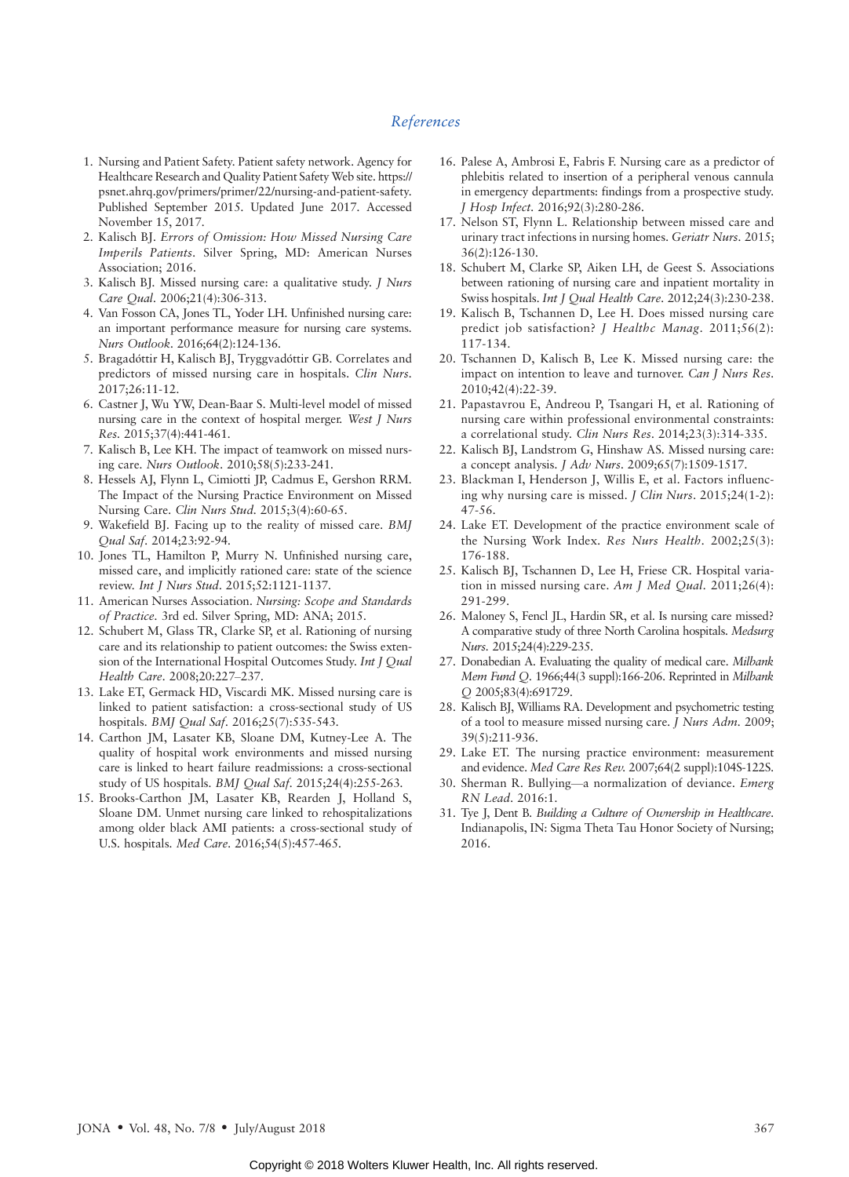## References

1. Nursing and Patient Safety. Patient safety network. Agency for Healthcare Research and Quality Patient Safety Web site. https://psnet.ahrq.gov/primers/primer/22/nursing-and-patient-safety. Published September 2015. Updated June 2017. Accessed November 15, 2017.
2. Kalisch BJ. *Errors of Omission: How Missed Nursing Care Imperils Patients*. Silver Spring, MD: American Nurses Association; 2016.
3. Kalisch BJ. Missed nursing care: a qualitative study. *J Nurs Care Qual*. 2006;21(4):306-313.
4. Van Fosson CA, Jones TL, Yoder LH. Unfinished nursing care: an important performance measure for nursing care systems. *Nurs Outlook*. 2016;64(2):124-136.
5. Bragadóttir H, Kalisch BJ, Tryggvadóttir GB. Correlates and predictors of missed nursing care in hospitals. *Clin Nurs*. 2017;26:11-12.
6. Castner J, Wu YW, Dean-Baar S. Multi-level model of missed nursing care in the context of hospital merger. *West J Nurs Res*. 2015;37(4):441-461.
7. Kalisch B, Lee KH. The impact of teamwork on missed nursing care. *Nurs Outlook*. 2010;58(5):233-241.
8. Hessels AJ, Flynn L, Cimiotti JP, Cadmus E, Gershon RRM. The Impact of the Nursing Practice Environment on Missed Nursing Care. *Clin Nurs Stud*. 2015;3(4):60-65.
9. Wakefield BJ. Facing up to the reality of missed care. *BMJ Qual Saf*. 2014;23:92-94.
10. Jones TL, Hamilton P, Murry N. Unfinished nursing care, missed care, and implicitly rationed care: state of the science review. *Int J Nurs Stud*. 2015;52:1121-1137.
11. American Nurses Association. *Nursing: Scope and Standards of Practice*. 3rd ed. Silver Spring, MD: ANA; 2015.
12. Schubert M, Glass TR, Clarke SP, et al. Rationing of nursing care and its relationship to patient outcomes: the Swiss extension of the International Hospital Outcomes Study. *Int J Qual Health Care*. 2008;20:227–237.
13. Lake ET, Germack HD, Viscardi MK. Missed nursing care is linked to patient satisfaction: a cross-sectional study of US hospitals. *BMJ Qual Saf*. 2016;25(7):535-543.
14. Carthon JM, Lasater KB, Sloane DM, Kutney-Lee A. The quality of hospital work environments and missed nursing care is linked to heart failure readmissions: a cross-sectional study of US hospitals. *BMJ Qual Saf*. 2015;24(4):255-263.
15. Brooks-Carthon JM, Lasater KB, Rearden J, Holland S, Sloane DM. Unmet nursing care linked to rehospitalizations among older black AMI patients: a cross-sectional study of U.S. hospitals. *Med Care*. 2016;54(5):457-465.
16. Palese A, Ambrosi E, Fabris F. Nursing care as a predictor of phlebitis related to insertion of a peripheral venous cannula in emergency departments: findings from a prospective study. *J Hosp Infect*. 2016;92(3):280-286.
17. Nelson ST, Flynn L. Relationship between missed care and urinary tract infections in nursing homes. *Geriatr Nurs*. 2015;36(2):126-130.
18. Schubert M, Clarke SP, Aiken LH, de Geest S. Associations between rationing of nursing care and inpatient mortality in Swiss hospitals. *Int J Qual Health Care*. 2012;24(3):230-238.
19. Kalisch B, Tschannen D, Lee H. Does missed nursing care predict job satisfaction? *J Healthc Manag*. 2011;56(2):117-134.
20. Tschannen D, Kalisch B, Lee K. Missed nursing care: the impact on intention to leave and turnover. *Can J Nurs Res*. 2010;42(4):22-39.
21. Papastavrou E, Andreou P, Tsangari H, et al. Rationing of nursing care within professional environmental constraints: a correlational study. *Clin Nurs Res*. 2014;23(3):314-335.
22. Kalisch BJ, Landstrom G, Hinshaw AS. Missed nursing care: a concept analysis. *J Adv Nurs*. 2009;65(7):1509-1517.
23. Blackman I, Henderson J, Willis E, et al. Factors influencing why nursing care is missed. *J Clin Nurs*. 2015;24(1-2):47-56.
24. Lake ET. Development of the practice environment scale of the Nursing Work Index. *Res Nurs Health*. 2002;25(3):176-188.
25. Kalisch BJ, Tschannen D, Lee H, Friese CR. Hospital variation in missed nursing care. *Am J Med Qual*. 2011;26(4):291-299.
26. Maloney S, Fencl JL, Hardin SR, et al. Is nursing care missed? A comparative study of three North Carolina hospitals. *Medsurg Nurs*. 2015;24(4):229-235.
27. Donabedian A. Evaluating the quality of medical care. *Milbank Mem Fund Q*. 1966;44(3 suppl):166-206. Reprinted in *Milbank Q* 2005;83(4):691729.
28. Kalisch BJ, Williams RA. Development and psychometric testing of a tool to measure missed nursing care. *J Nurs Adm*. 2009;39(5):211-936.
29. Lake ET. The nursing practice environment: measurement and evidence. *Med Care Res Rev*. 2007;64(2 suppl):104S-122S.
30. Sherman R. Bullying—a normalization of deviance. *Emerg RN Lead*. 2016:1.
31. Tye J, Dent B. *Building a Culture of Ownership in Healthcare*. Indianapolis, IN: Sigma Theta Tau Honor Society of Nursing; 2016.